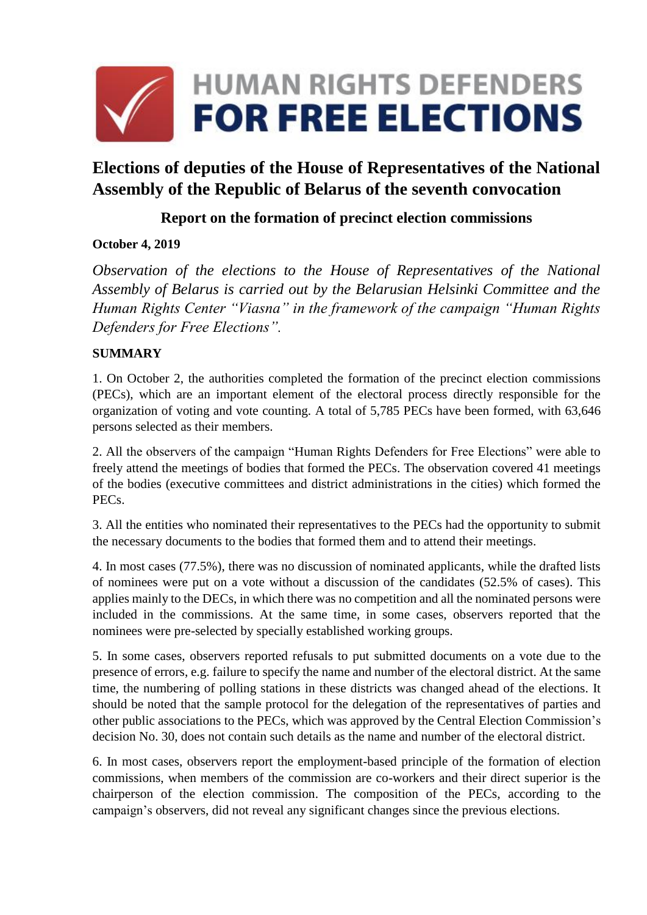HUMAN RIGHTS DEFENDERS
FOR FREE ELECTIONS

# Elections of deputies of the House of Representatives of the National Assembly of the Republic of Belarus of the seventh convocation

## Report on the formation of precinct election commissions

**October 4, 2019**

*Observation of the elections to the House of Representatives of the National Assembly of Belarus is carried out by the Belarusian Helsinki Committee and the Human Rights Center "Viasna" in the framework of the campaign "Human Rights Defenders for Free Elections".*

**SUMMARY**

1. On October 2, the authorities completed the formation of the precinct election commissions (PECs), which are an important element of the electoral process directly responsible for the organization of voting and vote counting. A total of 5,785 PECs have been formed, with 63,646 persons selected as their members.

2. All the observers of the campaign "Human Rights Defenders for Free Elections" were able to freely attend the meetings of bodies that formed the PECs. The observation covered 41 meetings of the bodies (executive committees and district administrations in the cities) which formed the PECs.

3. All the entities who nominated their representatives to the PECs had the opportunity to submit the necessary documents to the bodies that formed them and to attend their meetings.

4. In most cases (77.5%), there was no discussion of nominated applicants, while the drafted lists of nominees were put on a vote without a discussion of the candidates (52.5% of cases). This applies mainly to the DECs, in which there was no competition and all the nominated persons were included in the commissions. At the same time, in some cases, observers reported that the nominees were pre-selected by specially established working groups.

5. In some cases, observers reported refusals to put submitted documents on a vote due to the presence of errors, e.g. failure to specify the name and number of the electoral district. At the same time, the numbering of polling stations in these districts was changed ahead of the elections. It should be noted that the sample protocol for the delegation of the representatives of parties and other public associations to the PECs, which was approved by the Central Election Commission's decision No. 30, does not contain such details as the name and number of the electoral district.

6. In most cases, observers report the employment-based principle of the formation of election commissions, when members of the commission are co-workers and their direct superior is the chairperson of the election commission. The composition of the PECs, according to the campaign's observers, did not reveal any significant changes since the previous elections.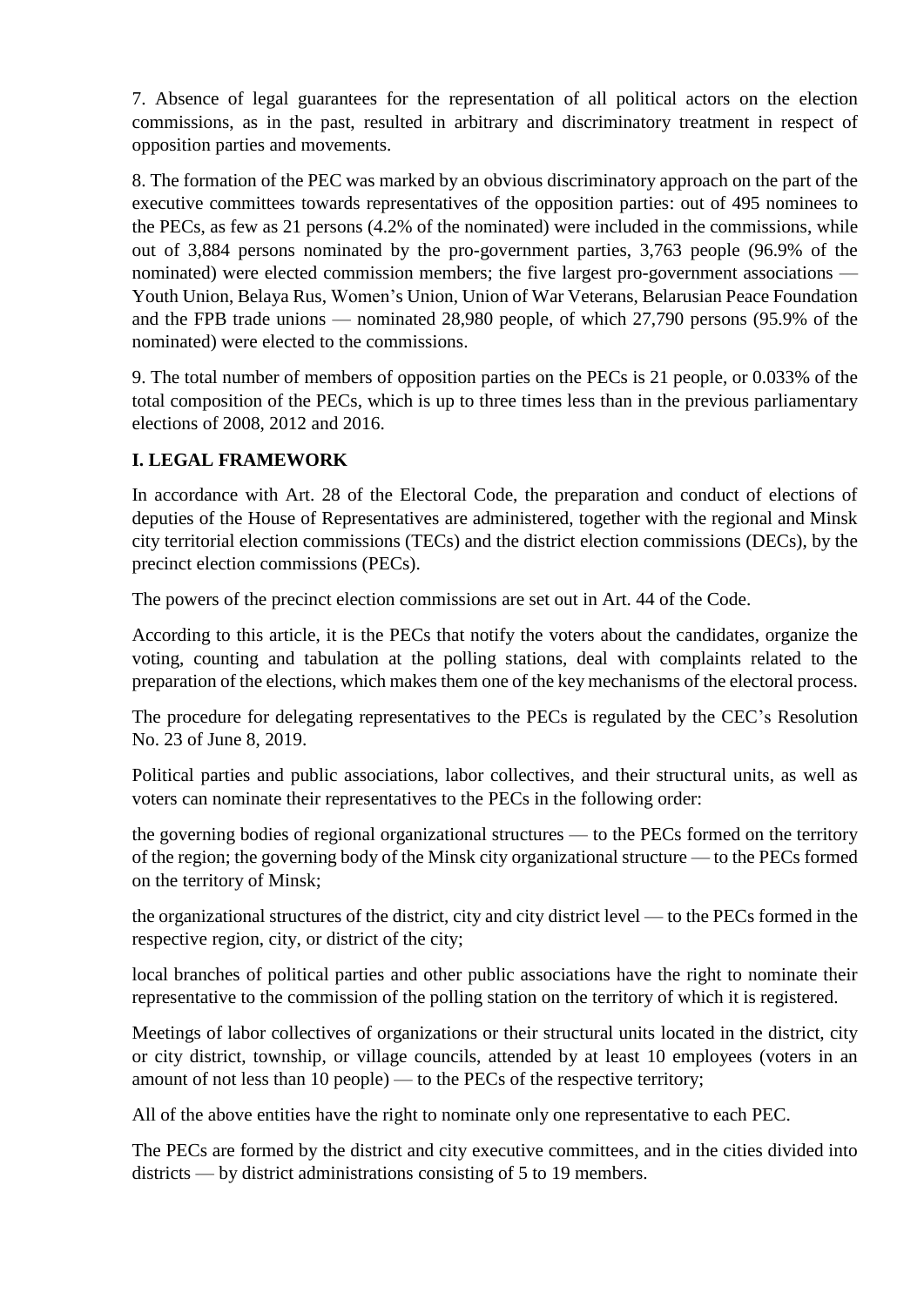7. Absence of legal guarantees for the representation of all political actors on the election commissions, as in the past, resulted in arbitrary and discriminatory treatment in respect of opposition parties and movements.

8. The formation of the PEC was marked by an obvious discriminatory approach on the part of the executive committees towards representatives of the opposition parties: out of 495 nominees to the PECs, as few as 21 persons (4.2% of the nominated) were included in the commissions, while out of 3,884 persons nominated by the pro-government parties, 3,763 people (96.9% of the nominated) were elected commission members; the five largest pro-government associations — Youth Union, Belaya Rus, Women's Union, Union of War Veterans, Belarusian Peace Foundation and the FPB trade unions — nominated 28,980 people, of which 27,790 persons (95.9% of the nominated) were elected to the commissions.

9. The total number of members of opposition parties on the PECs is 21 people, or 0.033% of the total composition of the PECs, which is up to three times less than in the previous parliamentary elections of 2008, 2012 and 2016.

## I. LEGAL FRAMEWORK

In accordance with Art. 28 of the Electoral Code, the preparation and conduct of elections of deputies of the House of Representatives are administered, together with the regional and Minsk city territorial election commissions (TECs) and the district election commissions (DECs), by the precinct election commissions (PECs).

The powers of the precinct election commissions are set out in Art. 44 of the Code.

According to this article, it is the PECs that notify the voters about the candidates, organize the voting, counting and tabulation at the polling stations, deal with complaints related to the preparation of the elections, which makes them one of the key mechanisms of the electoral process.

The procedure for delegating representatives to the PECs is regulated by the CEC's Resolution No. 23 of June 8, 2019.

Political parties and public associations, labor collectives, and their structural units, as well as voters can nominate their representatives to the PECs in the following order:

the governing bodies of regional organizational structures — to the PECs formed on the territory of the region; the governing body of the Minsk city organizational structure — to the PECs formed on the territory of Minsk;

the organizational structures of the district, city and city district level — to the PECs formed in the respective region, city, or district of the city;

local branches of political parties and other public associations have the right to nominate their representative to the commission of the polling station on the territory of which it is registered.

Meetings of labor collectives of organizations or their structural units located in the district, city or city district, township, or village councils, attended by at least 10 employees (voters in an amount of not less than 10 people) — to the PECs of the respective territory;

All of the above entities have the right to nominate only one representative to each PEC.

The PECs are formed by the district and city executive committees, and in the cities divided into districts — by district administrations consisting of 5 to 19 members.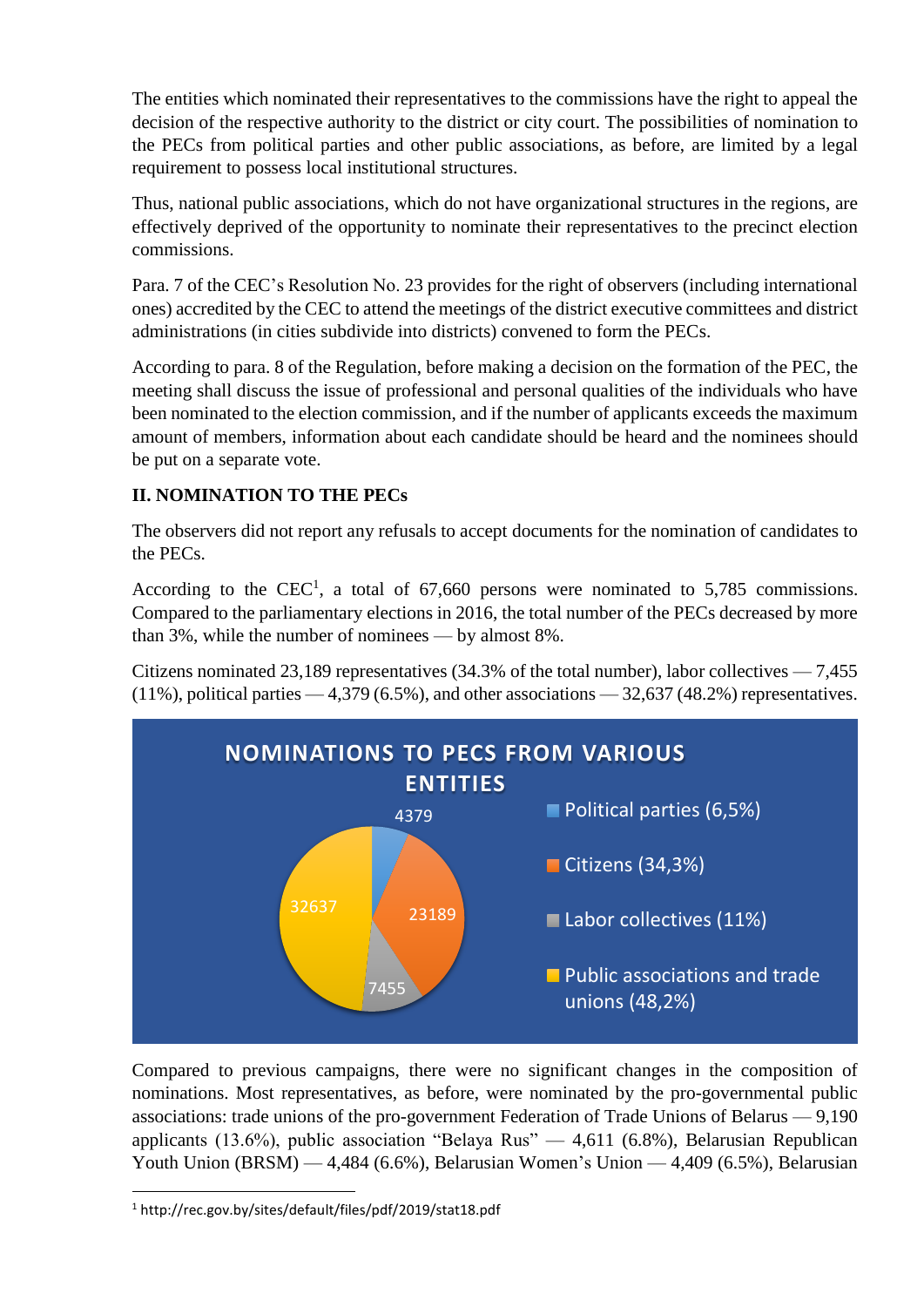The entities which nominated their representatives to the commissions have the right to appeal the decision of the respective authority to the district or city court. The possibilities of nomination to the PECs from political parties and other public associations, as before, are limited by a legal requirement to possess local institutional structures.

Thus, national public associations, which do not have organizational structures in the regions, are effectively deprived of the opportunity to nominate their representatives to the precinct election commissions.

Para. 7 of the CEC's Resolution No. 23 provides for the right of observers (including international ones) accredited by the CEC to attend the meetings of the district executive committees and district administrations (in cities subdivide into districts) convened to form the PECs.

According to para. 8 of the Regulation, before making a decision on the formation of the PEC, the meeting shall discuss the issue of professional and personal qualities of the individuals who have been nominated to the election commission, and if the number of applicants exceeds the maximum amount of members, information about each candidate should be heard and the nominees should be put on a separate vote.

## II. NOMINATION TO THE PECs

The observers did not report any refusals to accept documents for the nomination of candidates to the PECs.

According to the CEC[1], a total of 67,660 persons were nominated to 5,785 commissions. Compared to the parliamentary elections in 2016, the total number of the PECs decreased by more than 3%, while the number of nominees — by almost 8%.

Citizens nominated 23,189 representatives (34.3% of the total number), labor collectives — 7,455 (11%), political parties — 4,379 (6.5%), and other associations — 32,637 (48.2%) representatives.

Compared to previous campaigns, there were no significant changes in the composition of nominations. Most representatives, as before, were nominated by the pro-governmental public associations: trade unions of the pro-government Federation of Trade Unions of Belarus — 9,190 applicants (13.6%), public association "Belaya Rus" — 4,611 (6.8%), Belarusian Republican Youth Union (BRSM) — 4,484 (6.6%), Belarusian Women's Union — 4,409 (6.5%), Belarusian

[1] http://rec.gov.by/sites/default/files/pdf/2019/stat18.pdf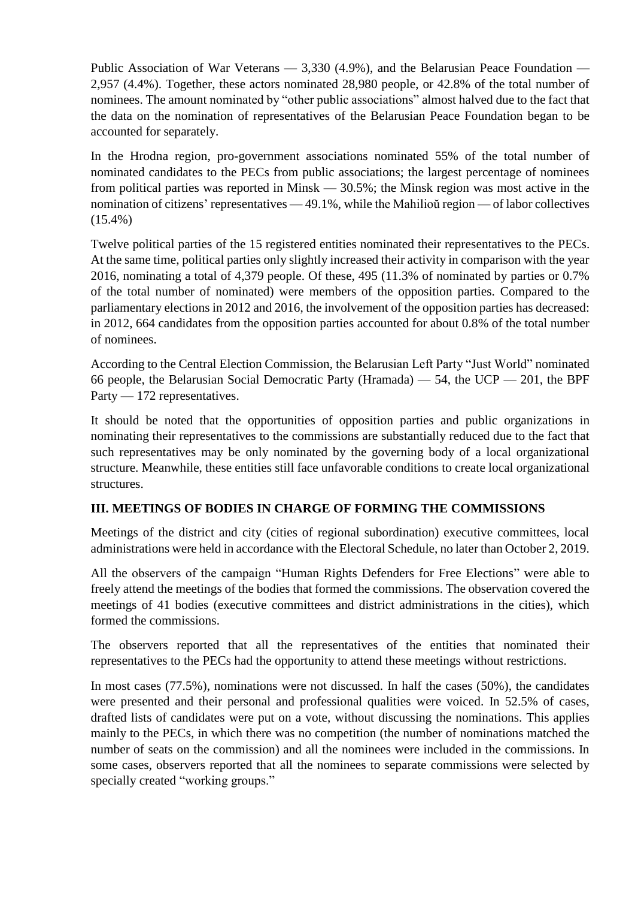Public Association of War Veterans — 3,330 (4.9%), and the Belarusian Peace Foundation — 2,957 (4.4%). Together, these actors nominated 28,980 people, or 42.8% of the total number of nominees. The amount nominated by "other public associations" almost halved due to the fact that the data on the nomination of representatives of the Belarusian Peace Foundation began to be accounted for separately.

In the Hrodna region, pro-government associations nominated 55% of the total number of nominated candidates to the PECs from public associations; the largest percentage of nominees from political parties was reported in Minsk — 30.5%; the Minsk region was most active in the nomination of citizens' representatives — 49.1%, while the Mahilioŭ region — of labor collectives (15.4%)

Twelve political parties of the 15 registered entities nominated their representatives to the PECs. At the same time, political parties only slightly increased their activity in comparison with the year 2016, nominating a total of 4,379 people. Of these, 495 (11.3% of nominated by parties or 0.7% of the total number of nominated) were members of the opposition parties. Compared to the parliamentary elections in 2012 and 2016, the involvement of the opposition parties has decreased: in 2012, 664 candidates from the opposition parties accounted for about 0.8% of the total number of nominees.

According to the Central Election Commission, the Belarusian Left Party "Just World" nominated 66 people, the Belarusian Social Democratic Party (Hramada) — 54, the UCP — 201, the BPF Party — 172 representatives.

It should be noted that the opportunities of opposition parties and public organizations in nominating their representatives to the commissions are substantially reduced due to the fact that such representatives may be only nominated by the governing body of a local organizational structure. Meanwhile, these entities still face unfavorable conditions to create local organizational structures.

## III. MEETINGS OF BODIES IN CHARGE OF FORMING THE COMMISSIONS

Meetings of the district and city (cities of regional subordination) executive committees, local administrations were held in accordance with the Electoral Schedule, no later than October 2, 2019.

All the observers of the campaign "Human Rights Defenders for Free Elections" were able to freely attend the meetings of the bodies that formed the commissions. The observation covered the meetings of 41 bodies (executive committees and district administrations in the cities), which formed the commissions.

The observers reported that all the representatives of the entities that nominated their representatives to the PECs had the opportunity to attend these meetings without restrictions.

In most cases (77.5%), nominations were not discussed. In half the cases (50%), the candidates were presented and their personal and professional qualities were voiced. In 52.5% of cases, drafted lists of candidates were put on a vote, without discussing the nominations. This applies mainly to the PECs, in which there was no competition (the number of nominations matched the number of seats on the commission) and all the nominees were included in the commissions. In some cases, observers reported that all the nominees to separate commissions were selected by specially created "working groups."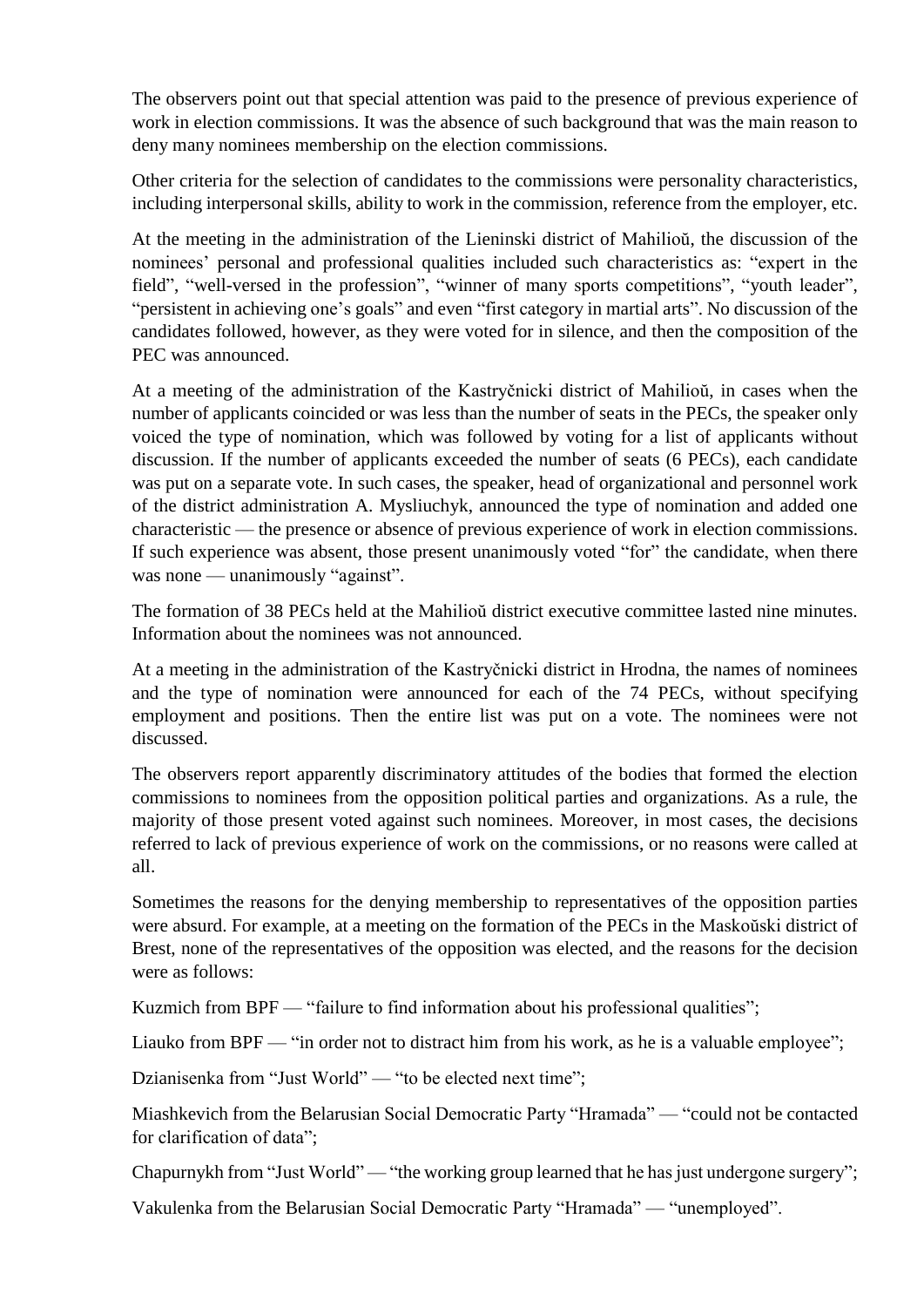The observers point out that special attention was paid to the presence of previous experience of work in election commissions. It was the absence of such background that was the main reason to deny many nominees membership on the election commissions.

Other criteria for the selection of candidates to the commissions were personality characteristics, including interpersonal skills, ability to work in the commission, reference from the employer, etc.

At the meeting in the administration of the Lieninski district of Mahilioŭ, the discussion of the nominees' personal and professional qualities included such characteristics as: "expert in the field", "well-versed in the profession", "winner of many sports competitions", "youth leader", "persistent in achieving one's goals" and even "first category in martial arts". No discussion of the candidates followed, however, as they were voted for in silence, and then the composition of the PEC was announced.

At a meeting of the administration of the Kastryčnicki district of Mahilioŭ, in cases when the number of applicants coincided or was less than the number of seats in the PECs, the speaker only voiced the type of nomination, which was followed by voting for a list of applicants without discussion. If the number of applicants exceeded the number of seats (6 PECs), each candidate was put on a separate vote. In such cases, the speaker, head of organizational and personnel work of the district administration A. Mysliuchyk, announced the type of nomination and added one characteristic — the presence or absence of previous experience of work in election commissions. If such experience was absent, those present unanimously voted "for" the candidate, when there was none — unanimously "against".

The formation of 38 PECs held at the Mahilioŭ district executive committee lasted nine minutes. Information about the nominees was not announced.

At a meeting in the administration of the Kastryčnicki district in Hrodna, the names of nominees and the type of nomination were announced for each of the 74 PECs, without specifying employment and positions. Then the entire list was put on a vote. The nominees were not discussed.

The observers report apparently discriminatory attitudes of the bodies that formed the election commissions to nominees from the opposition political parties and organizations. As a rule, the majority of those present voted against such nominees. Moreover, in most cases, the decisions referred to lack of previous experience of work on the commissions, or no reasons were called at all.

Sometimes the reasons for the denying membership to representatives of the opposition parties were absurd. For example, at a meeting on the formation of the PECs in the Maskoŭski district of Brest, none of the representatives of the opposition was elected, and the reasons for the decision were as follows:

Kuzmich from BPF — "failure to find information about his professional qualities";

Liauko from BPF — "in order not to distract him from his work, as he is a valuable employee";

Dzianisenka from "Just World" — "to be elected next time";

Miashkevich from the Belarusian Social Democratic Party "Hramada" — "could not be contacted for clarification of data";

Chapurnykh from "Just World" — "the working group learned that he has just undergone surgery";

Vakulenka from the Belarusian Social Democratic Party "Hramada" — "unemployed".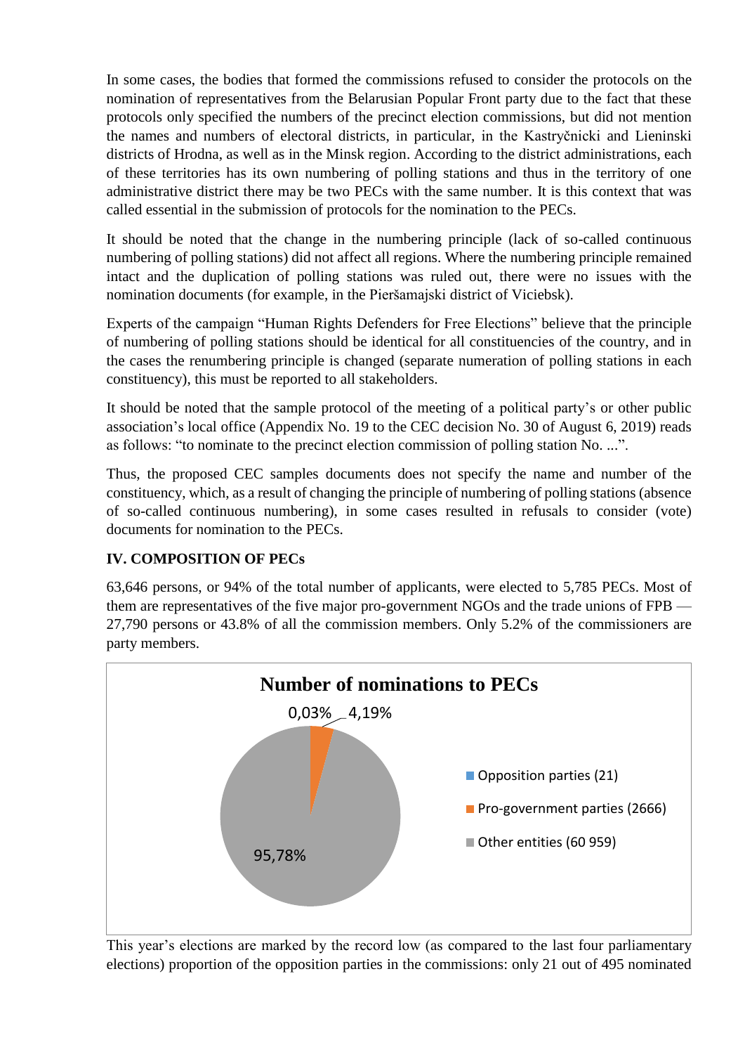In some cases, the bodies that formed the commissions refused to consider the protocols on the nomination of representatives from the Belarusian Popular Front party due to the fact that these protocols only specified the numbers of the precinct election commissions, but did not mention the names and numbers of electoral districts, in particular, in the Kastryčnicki and Lieninski districts of Hrodna, as well as in the Minsk region. According to the district administrations, each of these territories has its own numbering of polling stations and thus in the territory of one administrative district there may be two PECs with the same number. It is this context that was called essential in the submission of protocols for the nomination to the PECs.

It should be noted that the change in the numbering principle (lack of so-called continuous numbering of polling stations) did not affect all regions. Where the numbering principle remained intact and the duplication of polling stations was ruled out, there were no issues with the nomination documents (for example, in the Pieršamajski district of Viciebsk).

Experts of the campaign "Human Rights Defenders for Free Elections" believe that the principle of numbering of polling stations should be identical for all constituencies of the country, and in the cases the renumbering principle is changed (separate numeration of polling stations in each constituency), this must be reported to all stakeholders.

It should be noted that the sample protocol of the meeting of a political party's or other public association's local office (Appendix No. 19 to the CEC decision No. 30 of August 6, 2019) reads as follows: "to nominate to the precinct election commission of polling station No. ...".

Thus, the proposed CEC samples documents does not specify the name and number of the constituency, which, as a result of changing the principle of numbering of polling stations (absence of so-called continuous numbering), in some cases resulted in refusals to consider (vote) documents for nomination to the PECs.

### IV. COMPOSITION OF PECs

63,646 persons, or 94% of the total number of applicants, were elected to 5,785 PECs. Most of them are representatives of the five major pro-government NGOs and the trade unions of FPB — 27,790 persons or 43.8% of all the commission members. Only 5.2% of the commissioners are party members.

**Number of nominations to PECs**

| Category | Number | Share |
|---|---|---|
| Opposition parties | 21 | 0,03% |
| Pro-government parties | 2666 | 4,19% |
| Other entities | 60 959 | 95,78% |

This year's elections are marked by the record low (as compared to the last four parliamentary elections) proportion of the opposition parties in the commissions: only 21 out of 495 nominated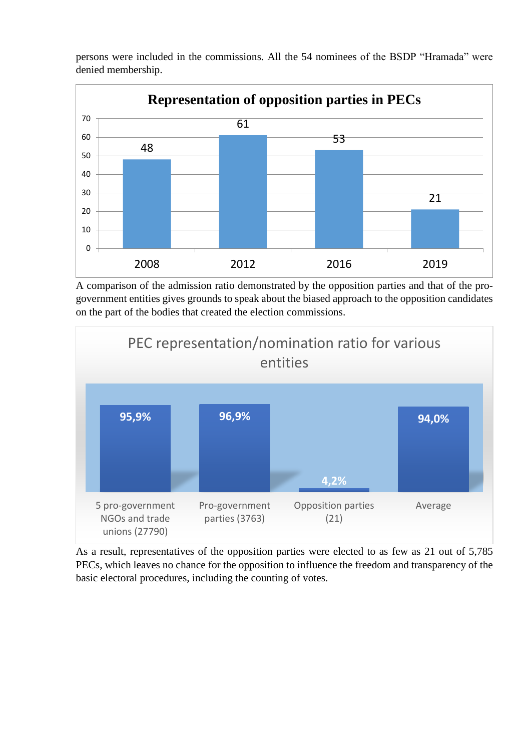persons were included in the commissions. All the 54 nominees of the BSDP "Hramada" were denied membership.

**Representation of opposition parties in PECs**

70
60
50
40
30
20
10
0

48
61
53
21

2008
2012
2016
2019

A comparison of the admission ratio demonstrated by the opposition parties and that of the pro-government entities gives grounds to speak about the biased approach to the opposition candidates on the part of the bodies that created the election commissions.

PEC representation/nomination ratio for various entities

95,9%
96,9%
4,2%
94,0%

5 pro-government NGOs and trade unions (27790)
Pro-government parties (3763)
Opposition parties (21)
Average

As a result, representatives of the opposition parties were elected to as few as 21 out of 5,785 PECs, which leaves no chance for the opposition to influence the freedom and transparency of the basic electoral procedures, including the counting of votes.